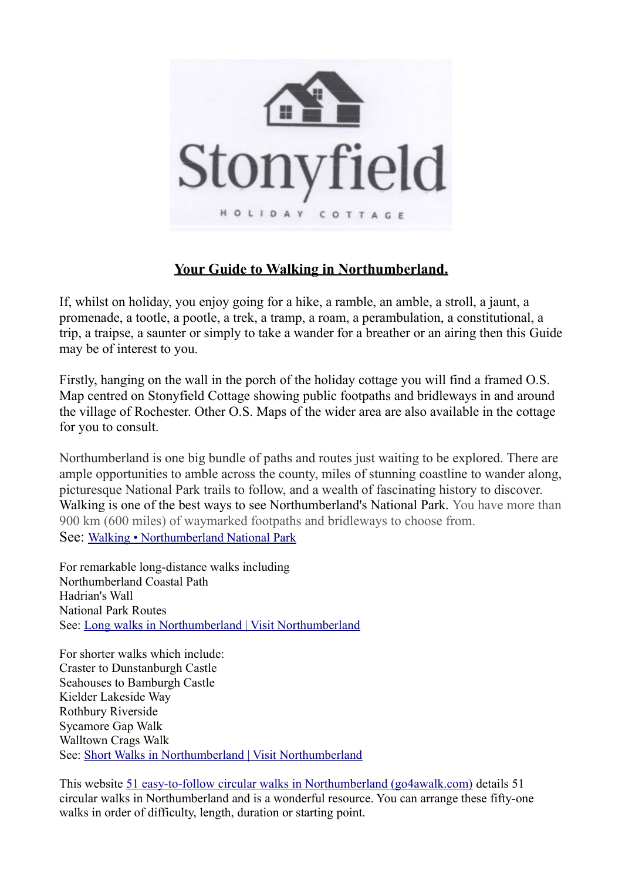Stonyfield

HOLIDAY COTTAGE

## Your Guide to Walking in Northumberland.

If, whilst on holiday, you enjoy going for a hike, a ramble, an amble, a stroll, a jaunt, a promenade, a tootle, a pootle, a trek, a tramp, a roam, a perambulation, a constitutional, a trip, a traipse, a saunter or simply to take a wander for a breather or an airing then this Guide may be of interest to you.

Firstly, hanging on the wall in the porch of the holiday cottage you will find a framed O.S. Map centred on Stonyfield Cottage showing public footpaths and bridleways in and around the village of Rochester. Other O.S. Maps of the wider area are also available in the cottage for you to consult.

Northumberland is one big bundle of paths and routes just waiting to be explored. There are ample opportunities to amble across the county, miles of stunning coastline to wander along, picturesque National Park trails to follow, and a wealth of fascinating history to discover. Walking is one of the best ways to see Northumberland's National Park. You have more than 900 km (600 miles) of waymarked footpaths and bridleways to choose from.
See: Walking • Northumberland National Park

For remarkable long-distance walks including
Northumberland Coastal Path
Hadrian's Wall
National Park Routes
See: Long walks in Northumberland | Visit Northumberland

For shorter walks which include:
Craster to Dunstanburgh Castle
Seahouses to Bamburgh Castle
Kielder Lakeside Way
Rothbury Riverside
Sycamore Gap Walk
Walltown Crags Walk
See: Short Walks in Northumberland | Visit Northumberland

This website 51 easy-to-follow circular walks in Northumberland (go4awalk.com) details 51 circular walks in Northumberland and is a wonderful resource. You can arrange these fifty-one walks in order of difficulty, length, duration or starting point.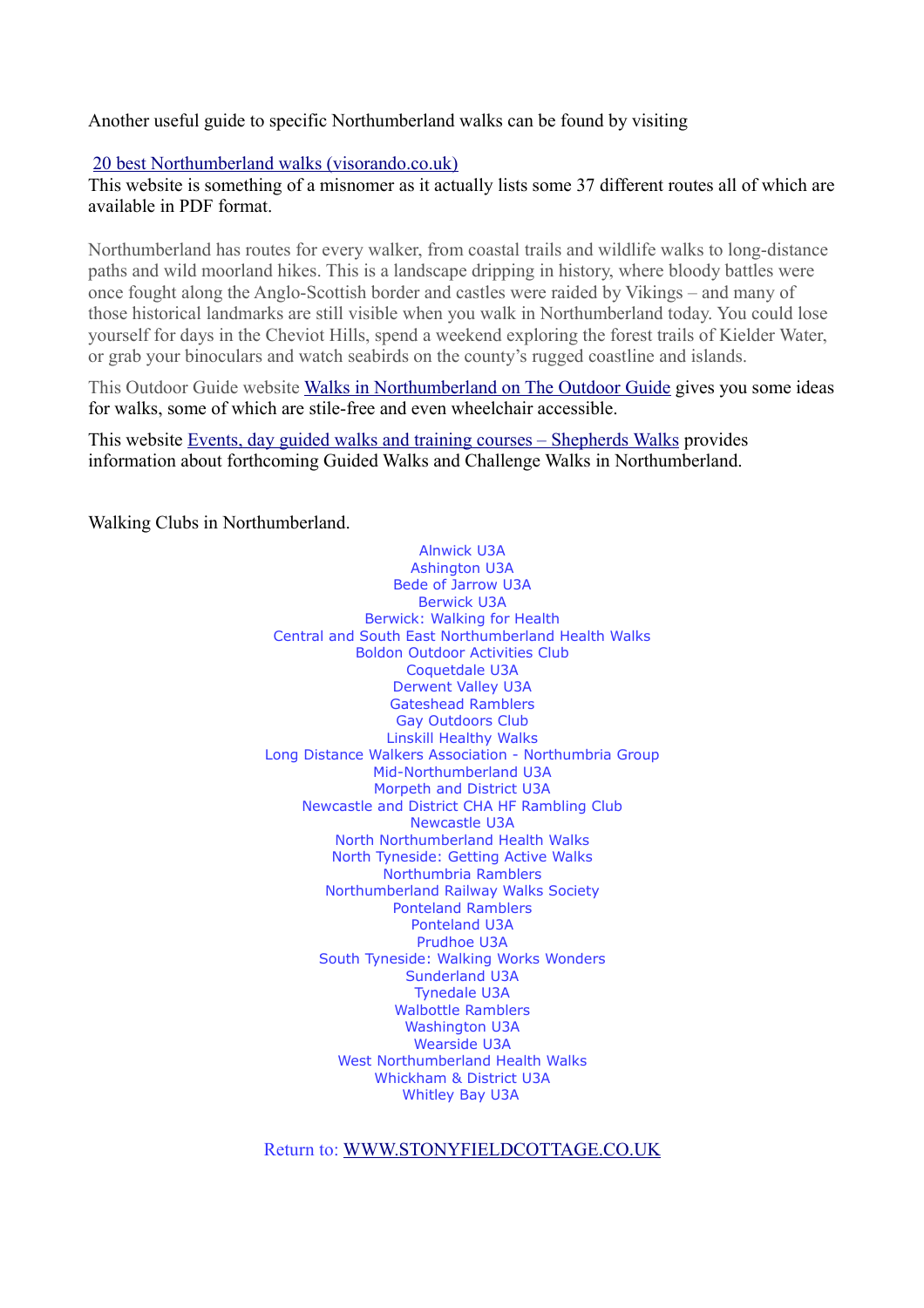Another useful guide to specific Northumberland walks can be found by visiting

[20 best Northumberland walks (visorando.co.uk)]
This website is something of a misnomer as it actually lists some 37 different routes all of which are available in PDF format.

Northumberland has routes for every walker, from coastal trails and wildlife walks to long-distance paths and wild moorland hikes. This is a landscape dripping in history, where bloody battles were once fought along the Anglo-Scottish border and castles were raided by Vikings – and many of those historical landmarks are still visible when you walk in Northumberland today. You could lose yourself for days in the Cheviot Hills, spend a weekend exploring the forest trails of Kielder Water, or grab your binoculars and watch seabirds on the county's rugged coastline and islands.

This Outdoor Guide website Walks in Northumberland on The Outdoor Guide gives you some ideas for walks, some of which are stile-free and even wheelchair accessible.

This website Events, day guided walks and training courses – Shepherds Walks provides information about forthcoming Guided Walks and Challenge Walks in Northumberland.

Walking Clubs in Northumberland.

Alnwick U3A
Ashington U3A
Bede of Jarrow U3A
Berwick U3A
Berwick: Walking for Health
Central and South East Northumberland Health Walks
Boldon Outdoor Activities Club
Coquetdale U3A
Derwent Valley U3A
Gateshead Ramblers
Gay Outdoors Club
Linskill Healthy Walks
Long Distance Walkers Association - Northumbria Group
Mid-Northumberland U3A
Morpeth and District U3A
Newcastle and District CHA HF Rambling Club
Newcastle U3A
North Northumberland Health Walks
North Tyneside: Getting Active Walks
Northumbria Ramblers
Northumberland Railway Walks Society
Ponteland Ramblers
Ponteland U3A
Prudhoe U3A
South Tyneside: Walking Works Wonders
Sunderland U3A
Tynedale U3A
Walbottle Ramblers
Washington U3A
Wearside U3A
West Northumberland Health Walks
Whickham & District U3A
Whitley Bay U3A

Return to: WWW.STONYFIELDCOTTAGE.CO.UK